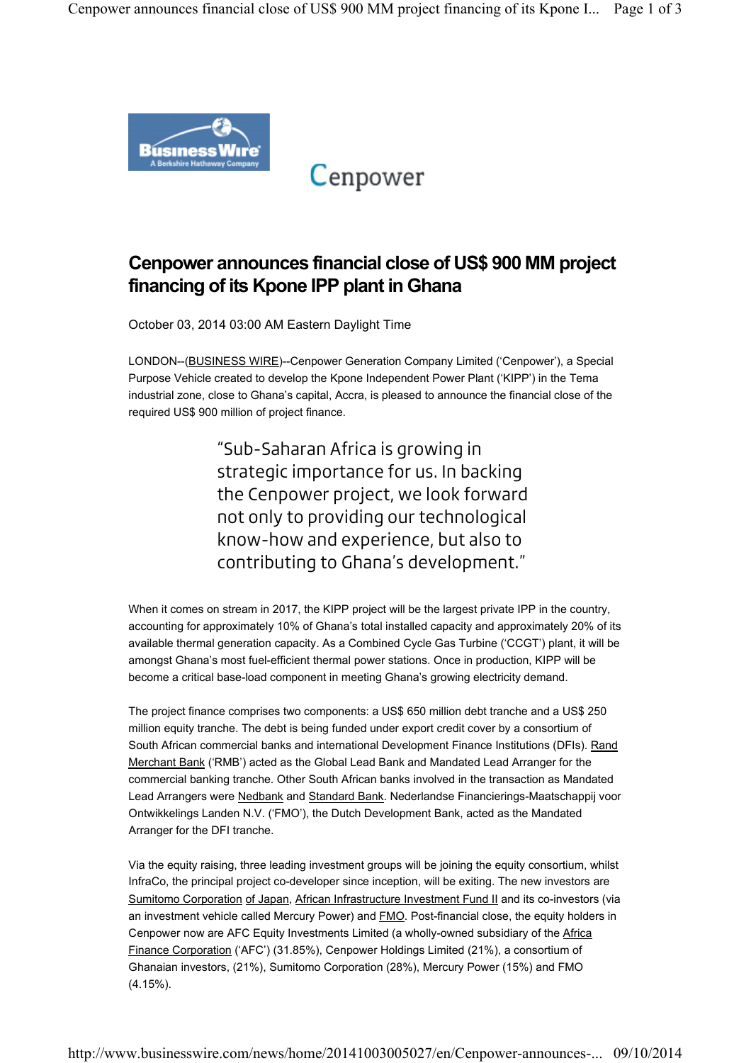# Cenpower announces financial close of US$ 900 MM project financing of its Kpone IPP plant in Ghana

October 03, 2014 03:00 AM Eastern Daylight Time

LONDON--(BUSINESS WIRE)--Cenpower Generation Company Limited ('Cenpower'), a Special Purpose Vehicle created to develop the Kpone Independent Power Plant ('KIPP') in the Tema industrial zone, close to Ghana's capital, Accra, is pleased to announce the financial close of the required US$ 900 million of project finance.

> "Sub-Saharan Africa is growing in strategic importance for us. In backing the Cenpower project, we look forward not only to providing our technological know-how and experience, but also to contributing to Ghana's development."

When it comes on stream in 2017, the KIPP project will be the largest private IPP in the country, accounting for approximately 10% of Ghana's total installed capacity and approximately 20% of its available thermal generation capacity. As a Combined Cycle Gas Turbine ('CCGT') plant, it will be amongst Ghana's most fuel-efficient thermal power stations. Once in production, KIPP will be become a critical base-load component in meeting Ghana's growing electricity demand.

The project finance comprises two components: a US$ 650 million debt tranche and a US$ 250 million equity tranche. The debt is being funded under export credit cover by a consortium of South African commercial banks and international Development Finance Institutions (DFIs). Rand Merchant Bank ('RMB') acted as the Global Lead Bank and Mandated Lead Arranger for the commercial banking tranche. Other South African banks involved in the transaction as Mandated Lead Arrangers were Nedbank and Standard Bank. Nederlandse Financierings-Maatschappij voor Ontwikkelings Landen N.V. ('FMO'), the Dutch Development Bank, acted as the Mandated Arranger for the DFI tranche.

Via the equity raising, three leading investment groups will be joining the equity consortium, whilst InfraCo, the principal project co-developer since inception, will be exiting. The new investors are Sumitomo Corporation of Japan, African Infrastructure Investment Fund II and its co-investors (via an investment vehicle called Mercury Power) and FMO. Post-financial close, the equity holders in Cenpower now are AFC Equity Investments Limited (a wholly-owned subsidiary of the Africa Finance Corporation ('AFC') (31.85%), Cenpower Holdings Limited (21%), a consortium of Ghanaian investors, (21%), Sumitomo Corporation (28%), Mercury Power (15%) and FMO (4.15%).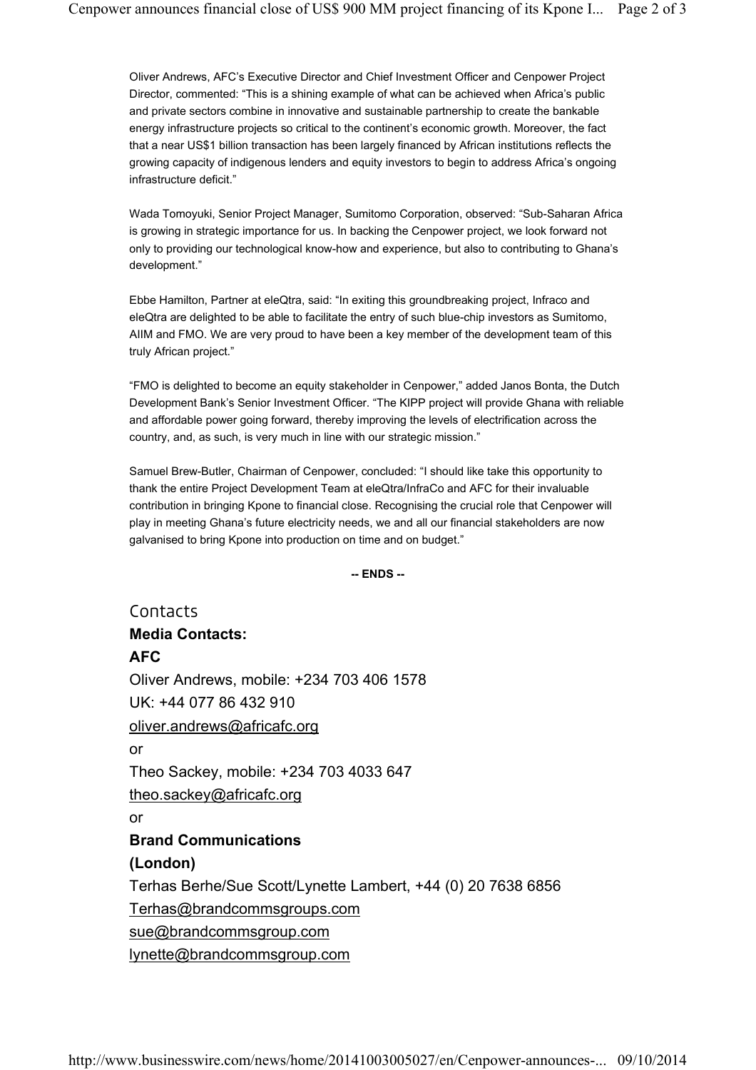Oliver Andrews, AFC's Executive Director and Chief Investment Officer and Cenpower Project Director, commented: "This is a shining example of what can be achieved when Africa's public and private sectors combine in innovative and sustainable partnership to create the bankable energy infrastructure projects so critical to the continent's economic growth. Moreover, the fact that a near US$1 billion transaction has been largely financed by African institutions reflects the growing capacity of indigenous lenders and equity investors to begin to address Africa's ongoing infrastructure deficit."

Wada Tomoyuki, Senior Project Manager, Sumitomo Corporation, observed: "Sub-Saharan Africa is growing in strategic importance for us. In backing the Cenpower project, we look forward not only to providing our technological know-how and experience, but also to contributing to Ghana's development."

Ebbe Hamilton, Partner at eleQtra, said: "In exiting this groundbreaking project, Infraco and eleQtra are delighted to be able to facilitate the entry of such blue-chip investors as Sumitomo, AIIM and FMO. We are very proud to have been a key member of the development team of this truly African project."

"FMO is delighted to become an equity stakeholder in Cenpower," added Janos Bonta, the Dutch Development Bank's Senior Investment Officer. "The KIPP project will provide Ghana with reliable and affordable power going forward, thereby improving the levels of electrification across the country, and, as such, is very much in line with our strategic mission."

Samuel Brew-Butler, Chairman of Cenpower, concluded: "I should like take this opportunity to thank the entire Project Development Team at eleQtra/InfraCo and AFC for their invaluable contribution in bringing Kpone to financial close. Recognising the crucial role that Cenpower will play in meeting Ghana's future electricity needs, we and all our financial stakeholders are now galvanised to bring Kpone into production on time and on budget."

**-- ENDS --**

## Contacts

**Media Contacts:**

**AFC**

Oliver Andrews, mobile: +234 703 406 1578
UK: +44 077 86 432 910
oliver.andrews@africafc.org
or
Theo Sackey, mobile: +234 703 4033 647
theo.sackey@africafc.org
or

**Brand Communications**

**(London)**

Terhas Berhe/Sue Scott/Lynette Lambert, +44 (0) 20 7638 6856
Terhas@brandcommsgroups.com
sue@brandcommsgroup.com
lynette@brandcommsgroup.com